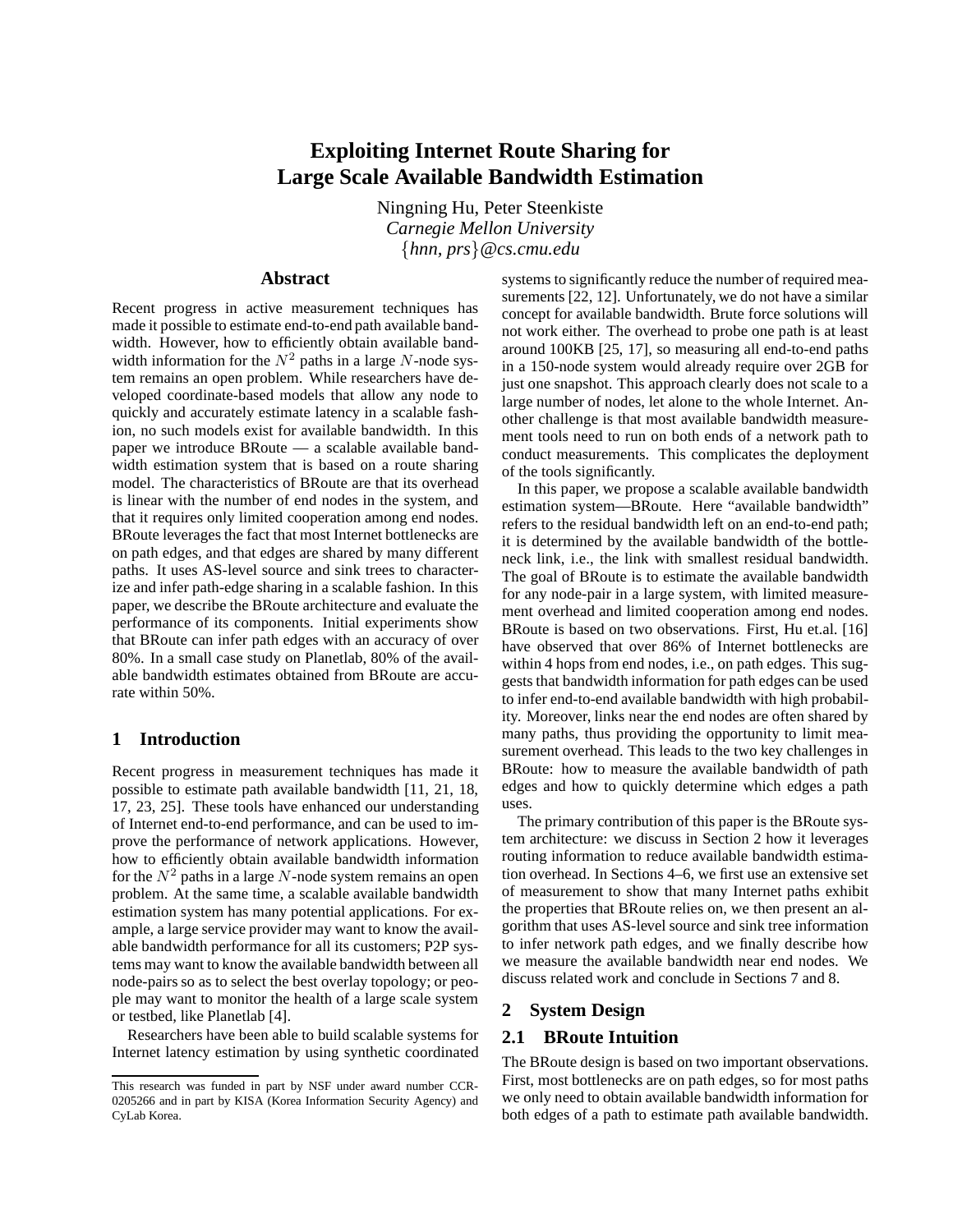# Exploiting Internet Route Sharing for Large Scale Available Bandwidth Estimation

Ningning Hu, Peter Steenkiste
*Carnegie Mellon University*
{*hnn, prs*}*@cs.cmu.edu*

## Abstract

Recent progress in active measurement techniques has made it possible to estimate end-to-end path available bandwidth. However, how to efficiently obtain available bandwidth information for the $N^2$ paths in a large $N$-node system remains an open problem. While researchers have developed coordinate-based models that allow any node to quickly and accurately estimate latency in a scalable fashion, no such models exist for available bandwidth. In this paper we introduce BRoute — a scalable available bandwidth estimation system that is based on a route sharing model. The characteristics of BRoute are that its overhead is linear with the number of end nodes in the system, and that it requires only limited cooperation among end nodes. BRoute leverages the fact that most Internet bottlenecks are on path edges, and that edges are shared by many different paths. It uses AS-level source and sink trees to characterize and infer path-edge sharing in a scalable fashion. In this paper, we describe the BRoute architecture and evaluate the performance of its components. Initial experiments show that BRoute can infer path edges with an accuracy of over 80%. In a small case study on Planetlab, 80% of the available bandwidth estimates obtained from BRoute are accurate within 50%.

## 1 Introduction

Recent progress in measurement techniques has made it possible to estimate path available bandwidth [11, 21, 18, 17, 23, 25]. These tools have enhanced our understanding of Internet end-to-end performance, and can be used to improve the performance of network applications. However, how to efficiently obtain available bandwidth information for the $N^2$ paths in a large $N$-node system remains an open problem. At the same time, a scalable available bandwidth estimation system has many potential applications. For example, a large service provider may want to know the available bandwidth performance for all its customers; P2P systems may want to know the available bandwidth between all node-pairs so as to select the best overlay topology; or people may want to monitor the health of a large scale system or testbed, like Planetlab [4].

Researchers have been able to build scalable systems for Internet latency estimation by using synthetic coordinated systems to significantly reduce the number of required measurements [22, 12]. Unfortunately, we do not have a similar concept for available bandwidth. Brute force solutions will not work either. The overhead to probe one path is at least around 100KB [25, 17], so measuring all end-to-end paths in a 150-node system would already require over 2GB for just one snapshot. This approach clearly does not scale to a large number of nodes, let alone to the whole Internet. Another challenge is that most available bandwidth measurement tools need to run on both ends of a network path to conduct measurements. This complicates the deployment of the tools significantly.

In this paper, we propose a scalable available bandwidth estimation system—BRoute. Here "available bandwidth" refers to the residual bandwidth left on an end-to-end path; it is determined by the available bandwidth of the bottleneck link, i.e., the link with smallest residual bandwidth. The goal of BRoute is to estimate the available bandwidth for any node-pair in a large system, with limited measurement overhead and limited cooperation among end nodes. BRoute is based on two observations. First, Hu et.al. [16] have observed that over 86% of Internet bottlenecks are within 4 hops from end nodes, i.e., on path edges. This suggests that bandwidth information for path edges can be used to infer end-to-end available bandwidth with high probability. Moreover, links near the end nodes are often shared by many paths, thus providing the opportunity to limit measurement overhead. This leads to the two key challenges in BRoute: how to measure the available bandwidth of path edges and how to quickly determine which edges a path uses.

The primary contribution of this paper is the BRoute system architecture: we discuss in Section 2 how it leverages routing information to reduce available bandwidth estimation overhead. In Sections 4–6, we first use an extensive set of measurement to show that many Internet paths exhibit the properties that BRoute relies on, we then present an algorithm that uses AS-level source and sink tree information to infer network path edges, and we finally describe how we measure the available bandwidth near end nodes. We discuss related work and conclude in Sections 7 and 8.

## 2 System Design

### 2.1 BRoute Intuition

The BRoute design is based on two important observations. First, most bottlenecks are on path edges, so for most paths we only need to obtain available bandwidth information for both edges of a path to estimate path available bandwidth.

This research was funded in part by NSF under award number CCR-0205266 and in part by KISA (Korea Information Security Agency) and CyLab Korea.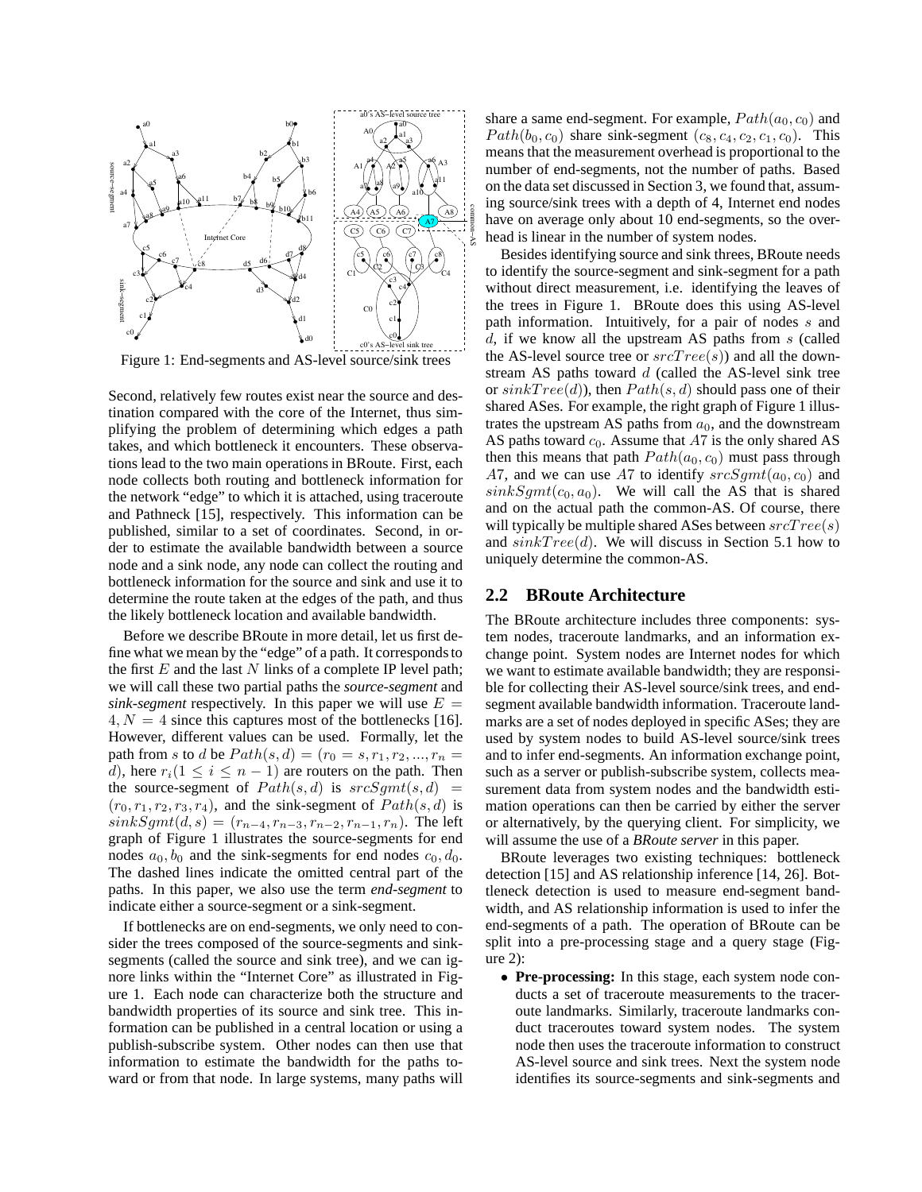Figure 1: End-segments and AS-level source/sink trees

Second, relatively few routes exist near the source and destination compared with the core of the Internet, thus simplifying the problem of determining which edges a path takes, and which bottleneck it encounters. These observations lead to the two main operations in BRoute. First, each node collects both routing and bottleneck information for the network "edge" to which it is attached, using traceroute and Pathneck [15], respectively. This information can be published, similar to a set of coordinates. Second, in order to estimate the available bandwidth between a source node and a sink node, any node can collect the routing and bottleneck information for the source and sink and use it to determine the route taken at the edges of the path, and thus the likely bottleneck location and available bandwidth.

Before we describe BRoute in more detail, let us first define what we mean by the "edge" of a path. It corresponds to the first $E$ and the last $N$ links of a complete IP level path; we will call these two partial paths the *source-segment* and *sink-segment* respectively. In this paper we will use $E = 4, N = 4$ since this captures most of the bottlenecks [16]. However, different values can be used. Formally, let the path from $s$ to $d$ be $Path(s, d) = (r_0 = s, r_1, r_2, ..., r_n = d)$, here $r_i (1 \leq i \leq n - 1)$ are routers on the path. Then the source-segment of $Path(s, d)$ is $srcSgmt(s, d) = (r_0, r_1, r_2, r_3, r_4)$, and the sink-segment of $Path(s, d)$ is $sinkSgmt(d, s) = (r_{n-4}, r_{n-3}, r_{n-2}, r_{n-1}, r_n)$. The left graph of Figure 1 illustrates the source-segments for end nodes $a_0, b_0$ and the sink-segments for end nodes $c_0, d_0$. The dashed lines indicate the omitted central part of the paths. In this paper, we also use the term *end-segment* to indicate either a source-segment or a sink-segment.

If bottlenecks are on end-segments, we only need to consider the trees composed of the source-segments and sink-segments (called the source and sink tree), and we can ignore links within the "Internet Core" as illustrated in Figure 1. Each node can characterize both the structure and bandwidth properties of its source and sink tree. This information can be published in a central location or using a publish-subscribe system. Other nodes can then use that information to estimate the bandwidth for the paths toward or from that node. In large systems, many paths will share a same end-segment. For example, $Path(a_0, c_0)$ and $Path(b_0, c_0)$ share sink-segment $(c_8, c_4, c_2, c_1, c_0)$. This means that the measurement overhead is proportional to the number of end-segments, not the number of paths. Based on the data set discussed in Section 3, we found that, assuming source/sink trees with a depth of 4, Internet end nodes have on average only about 10 end-segments, so the overhead is linear in the number of system nodes.

Besides identifying source and sink threes, BRoute needs to identify the source-segment and sink-segment for a path without direct measurement, i.e. identifying the leaves of the trees in Figure 1. BRoute does this using AS-level path information. Intuitively, for a pair of nodes $s$ and $d$, if we know all the upstream AS paths from $s$ (called the AS-level source tree or $srcTree(s)$) and all the downstream AS paths toward $d$ (called the AS-level sink tree or $sinkTree(d)$), then $Path(s, d)$ should pass one of their shared ASes. For example, the right graph of Figure 1 illustrates the upstream AS paths from $a_0$, and the downstream AS paths toward $c_0$. Assume that $A7$ is the only shared AS then this means that path $Path(a_0, c_0)$ must pass through $A7$, and we can use $A7$ to identify $srcSgmt(a_0, c_0)$ and $sinkSgmt(c_0, a_0)$. We will call the AS that is shared and on the actual path the common-AS. Of course, there will typically be multiple shared ASes between $srcTree(s)$ and $sinkTree(d)$. We will discuss in Section 5.1 how to uniquely determine the common-AS.

## 2.2 BRoute Architecture

The BRoute architecture includes three components: system nodes, traceroute landmarks, and an information exchange point. System nodes are Internet nodes for which we want to estimate available bandwidth; they are responsible for collecting their AS-level source/sink trees, and end-segment available bandwidth information. Traceroute landmarks are a set of nodes deployed in specific ASes; they are used by system nodes to build AS-level source/sink trees and to infer end-segments. An information exchange point, such as a server or publish-subscribe system, collects measurement data from system nodes and the bandwidth estimation operations can then be carried by either the server or alternatively, by the querying client. For simplicity, we will assume the use of a *BRoute server* in this paper.

BRoute leverages two existing techniques: bottleneck detection [15] and AS relationship inference [14, 26]. Bottleneck detection is used to measure end-segment bandwidth, and AS relationship information is used to infer the end-segments of a path. The operation of BRoute can be split into a pre-processing stage and a query stage (Figure 2):

- **Pre-processing:** In this stage, each system node conducts a set of traceroute measurements to the traceroute landmarks. Similarly, traceroute landmarks conduct traceroutes toward system nodes. The system node then uses the traceroute information to construct AS-level source and sink trees. Next the system node identifies its source-segments and sink-segments and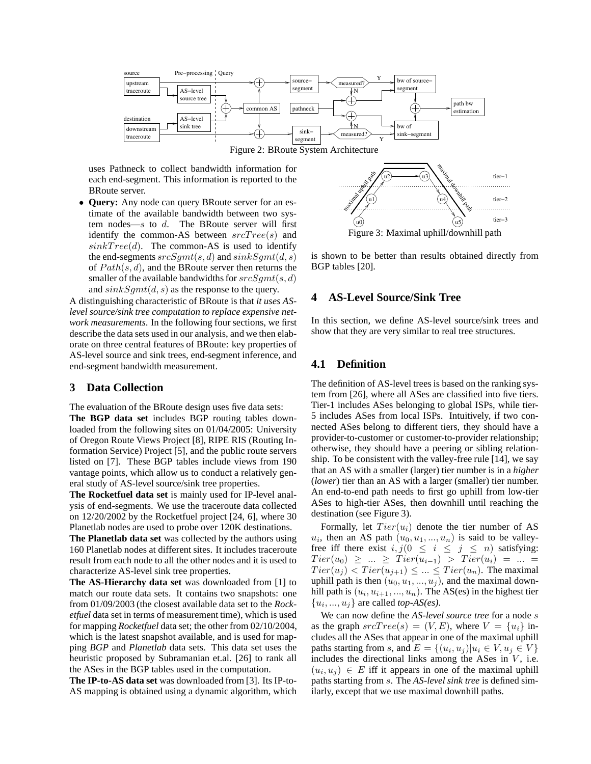source | Pre−processing | Query

upstream traceroute

AS−level source tree

destination

downstream traceroute

AS−level sink tree

common AS

source−segment

pathneck

sink−segment

measured?

Y

N

bw of source−segment

path bw estimation

bw of sink−segment

Figure 2: BRoute System Architecture

uses Pathneck to collect bandwidth information for each end-segment. This information is reported to the BRoute server.

- **Query:** Any node can query BRoute server for an estimate of the available bandwidth between two system nodes—$s$ to $d$. The BRoute server will first identify the common-AS between $srcTree(s)$ and $sinkTree(d)$. The common-AS is used to identify the end-segments $srcSgmt(s, d)$ and $sinkSgmt(d, s)$ of $Path(s, d)$, and the BRoute server then returns the smaller of the available bandwidths for $srcSgmt(s, d)$ and $sinkSgmt(d, s)$ as the response to the query.

A distinguishing characteristic of BRoute is that *it uses AS-level source/sink tree computation to replace expensive network measurements*. In the following four sections, we first describe the data sets used in our analysis, and we then elaborate on three central features of BRoute: key properties of AS-level source and sink trees, end-segment inference, and end-segment bandwidth measurement.

## 3 Data Collection

The evaluation of the BRoute design uses five data sets:

**The BGP data set** includes BGP routing tables downloaded from the following sites on 01/04/2005: University of Oregon Route Views Project [8], RIPE RIS (Routing Information Service) Project [5], and the public route servers listed on [7]. These BGP tables include views from 190 vantage points, which allow us to conduct a relatively general study of AS-level source/sink tree properties.

**The Rocketfuel data set** is mainly used for IP-level analysis of end-segments. We use the traceroute data collected on 12/20/2002 by the Rocketfuel project [24, 6], where 30 Planetlab nodes are used to probe over 120K destinations.

**The Planetlab data set** was collected by the authors using 160 Planetlab nodes at different sites. It includes traceroute result from each node to all the other nodes and it is used to characterize AS-level sink tree properties.

**The AS-Hierarchy data set** was downloaded from [1] to match our route data sets. It contains two snapshots: one from 01/09/2003 (the closest available data set to the *Rocketfuel* data set in terms of measurement time), which is used for mapping *Rocketfuel* data set; the other from 02/10/2004, which is the latest snapshot available, and is used for mapping *BGP* and *Planetlab* data sets. This data set uses the heuristic proposed by Subramanian et.al. [26] to rank all the ASes in the BGP tables used in the computation.

**The IP-to-AS data set** was downloaded from [3]. Its IP-to-AS mapping is obtained using a dynamic algorithm, which is shown to be better than results obtained directly from BGP tables [20].

maximal uphill path

maximal downhill path

u0 u1 u2 u3 u4 u5

tier−1

tier−2

tier−3

Figure 3: Maximal uphill/downhill path

## 4 AS-Level Source/Sink Tree

In this section, we define AS-level source/sink trees and show that they are very similar to real tree structures.

### 4.1 Definition

The definition of AS-level trees is based on the ranking system from [26], where all ASes are classified into five tiers. Tier-1 includes ASes belonging to global ISPs, while tier-5 includes ASes from local ISPs. Intuitively, if two connected ASes belong to different tiers, they should have a provider-to-customer or customer-to-provider relationship; otherwise, they should have a peering or sibling relationship. To be consistent with the valley-free rule [14], we say that an AS with a smaller (larger) tier number is in a *higher* (*lower*) tier than an AS with a larger (smaller) tier number. An end-to-end path needs to first go uphill from low-tier ASes to high-tier ASes, then downhill until reaching the destination (see Figure 3).

Formally, let $Tier(u_i)$ denote the tier number of AS $u_i$, then an AS path $(u_0, u_1, ..., u_n)$ is said to be valley-free iff there exist $i, j (0 \leq i \leq j \leq n)$ satisfying: $Tier(u_0) \geq ... \geq Tier(u_{i-1}) > Tier(u_i) = ... = Tier(u_j) < Tier(u_{j+1}) \leq ... \leq Tier(u_n)$. The maximal uphill path is then $(u_0, u_1, ..., u_j)$, and the maximal downhill path is $(u_i, u_{i+1}, ..., u_n)$. The AS(es) in the highest tier $\{u_i, ..., u_j\}$ are called *top-AS(es)*.

We can now define the *AS-level source tree* for a node $s$ as the graph $srcTree(s) = (V, E)$, where $V = \{u_i\}$ includes all the ASes that appear in one of the maximal uphill paths starting from $s$, and $E = \{(u_i, u_j) | u_i \in V, u_j \in V\}$ includes the directional links among the ASes in $V$, i.e. $(u_i, u_j) \in E$ iff it appears in one of the maximal uphill paths starting from $s$. The *AS-level sink tree* is defined similarly, except that we use maximal downhill paths.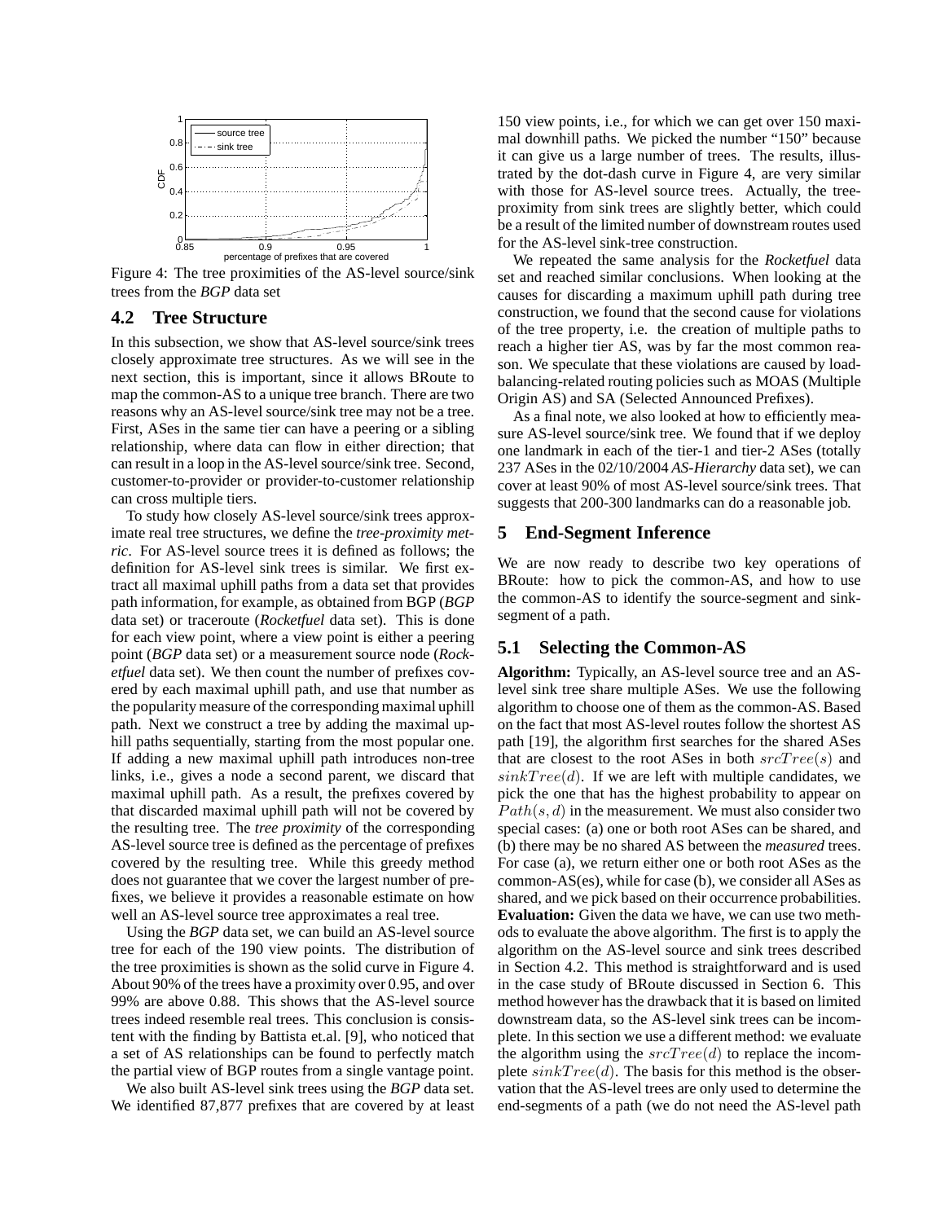1
0.8
0.6
0.4
0.2
0
CDF
0.85 0.9 0.95 1
percentage of prefixes that are covered
source tree
sink tree

Figure 4: The tree proximities of the AS-level source/sink trees from the *BGP* data set

## 4.2 Tree Structure

In this subsection, we show that AS-level source/sink trees closely approximate tree structures. As we will see in the next section, this is important, since it allows BRoute to map the common-AS to a unique tree branch. There are two reasons why an AS-level source/sink tree may not be a tree. First, ASes in the same tier can have a peering or a sibling relationship, where data can flow in either direction; that can result in a loop in the AS-level source/sink tree. Second, customer-to-provider or provider-to-customer relationship can cross multiple tiers.

To study how closely AS-level source/sink trees approximate real tree structures, we define the *tree-proximity metric*. For AS-level source trees it is defined as follows; the definition for AS-level sink trees is similar. We first extract all maximal uphill paths from a data set that provides path information, for example, as obtained from BGP (*BGP* data set) or traceroute (*Rocketfuel* data set). This is done for each view point, where a view point is either a peering point (*BGP* data set) or a measurement source node (*Rocketfuel* data set). We then count the number of prefixes covered by each maximal uphill path, and use that number as the popularity measure of the corresponding maximal uphill path. Next we construct a tree by adding the maximal uphill paths sequentially, starting from the most popular one. If adding a new maximal uphill path introduces non-tree links, i.e., gives a node a second parent, we discard that maximal uphill path. As a result, the prefixes covered by that discarded maximal uphill path will not be covered by the resulting tree. The *tree proximity* of the corresponding AS-level source tree is defined as the percentage of prefixes covered by the resulting tree. While this greedy method does not guarantee that we cover the largest number of prefixes, we believe it provides a reasonable estimate on how well an AS-level source tree approximates a real tree.

Using the *BGP* data set, we can build an AS-level source tree for each of the 190 view points. The distribution of the tree proximities is shown as the solid curve in Figure 4. About 90% of the trees have a proximity over 0.95, and over 99% are above 0.88. This shows that the AS-level source trees indeed resemble real trees. This conclusion is consistent with the finding by Battista et.al. [9], who noticed that a set of AS relationships can be found to perfectly match the partial view of BGP routes from a single vantage point.

We also built AS-level sink trees using the *BGP* data set. We identified 87,877 prefixes that are covered by at least 150 view points, i.e., for which we can get over 150 maximal downhill paths. We picked the number "150" because it can give us a large number of trees. The results, illustrated by the dot-dash curve in Figure 4, are very similar with those for AS-level source trees. Actually, the tree-proximity from sink trees are slightly better, which could be a result of the limited number of downstream routes used for the AS-level sink-tree construction.

We repeated the same analysis for the *Rocketfuel* data set and reached similar conclusions. When looking at the causes for discarding a maximum uphill path during tree construction, we found that the second cause for violations of the tree property, i.e. the creation of multiple paths to reach a higher tier AS, was by far the most common reason. We speculate that these violations are caused by load-balancing-related routing policies such as MOAS (Multiple Origin AS) and SA (Selected Announced Prefixes).

As a final note, we also looked at how to efficiently measure AS-level source/sink tree. We found that if we deploy one landmark in each of the tier-1 and tier-2 ASes (totally 237 ASes in the 02/10/2004 *AS-Hierarchy* data set), we can cover at least 90% of most AS-level source/sink trees. That suggests that 200-300 landmarks can do a reasonable job.

# 5 End-Segment Inference

We are now ready to describe two key operations of BRoute: how to pick the common-AS, and how to use the common-AS to identify the source-segment and sink-segment of a path.

## 5.1 Selecting the Common-AS

**Algorithm:** Typically, an AS-level source tree and an AS-level sink tree share multiple ASes. We use the following algorithm to choose one of them as the common-AS. Based on the fact that most AS-level routes follow the shortest AS path [19], the algorithm first searches for the shared ASes that are closest to the root ASes in both $srcTree(s)$ and $sinkTree(d)$. If we are left with multiple candidates, we pick the one that has the highest probability to appear on $Path(s, d)$ in the measurement. We must also consider two special cases: (a) one or both root ASes can be shared, and (b) there may be no shared AS between the *measured* trees. For case (a), we return either one or both root ASes as the common-AS(es), while for case (b), we consider all ASes as shared, and we pick based on their occurrence probabilities.
**Evaluation:** Given the data we have, we can use two methods to evaluate the above algorithm. The first is to apply the algorithm on the AS-level source and sink trees described in Section 4.2. This method is straightforward and is used in the case study of BRoute discussed in Section 6. This method however has the drawback that it is based on limited downstream data, so the AS-level sink trees can be incomplete. In this section we use a different method: we evaluate the algorithm using the $srcTree(d)$ to replace the incomplete $sinkTree(d)$. The basis for this method is the observation that the AS-level trees are only used to determine the end-segments of a path (we do not need the AS-level path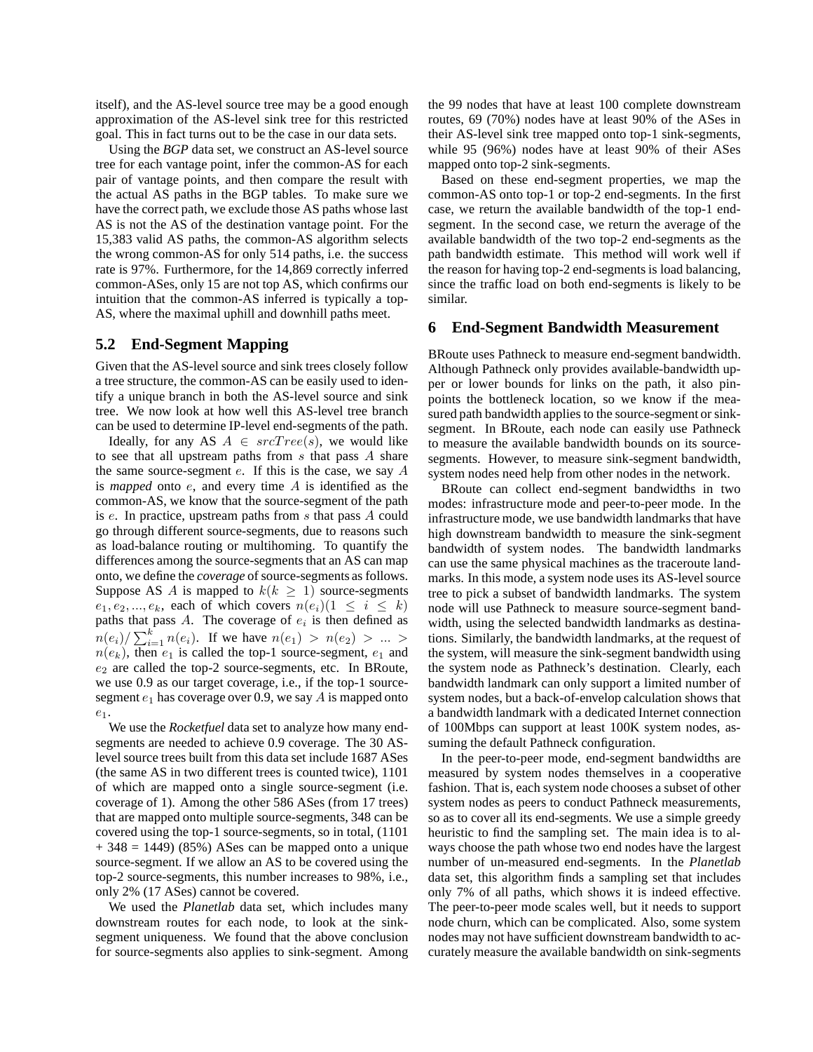itself), and the AS-level source tree may be a good enough approximation of the AS-level sink tree for this restricted goal. This in fact turns out to be the case in our data sets.

Using the *BGP* data set, we construct an AS-level source tree for each vantage point, infer the common-AS for each pair of vantage points, and then compare the result with the actual AS paths in the BGP tables. To make sure we have the correct path, we exclude those AS paths whose last AS is not the AS of the destination vantage point. For the 15,383 valid AS paths, the common-AS algorithm selects the wrong common-AS for only 514 paths, i.e. the success rate is 97%. Furthermore, for the 14,869 correctly inferred common-ASes, only 15 are not top AS, which confirms our intuition that the common-AS inferred is typically a top-AS, where the maximal uphill and downhill paths meet.

## 5.2 End-Segment Mapping

Given that the AS-level source and sink trees closely follow a tree structure, the common-AS can be easily used to identify a unique branch in both the AS-level source and sink tree. We now look at how well this AS-level tree branch can be used to determine IP-level end-segments of the path.

Ideally, for any AS $A \in srcTree(s)$, we would like to see that all upstream paths from $s$ that pass $A$ share the same source-segment $e$. If this is the case, we say $A$ is *mapped* onto $e$, and every time $A$ is identified as the common-AS, we know that the source-segment of the path is $e$. In practice, upstream paths from $s$ that pass $A$ could go through different source-segments, due to reasons such as load-balance routing or multihoming. To quantify the differences among the source-segments that an AS can map onto, we define the *coverage* of source-segments as follows. Suppose AS $A$ is mapped to $k(k \geq 1)$ source-segments $e_1, e_2, ..., e_k$, each of which covers $n(e_i)(1 \leq i \leq k)$ paths that pass $A$. The coverage of $e_i$ is then defined as $n(e_i)/\sum_{i=1}^{k} n(e_i)$. If we have $n(e_1) > n(e_2) > ... > n(e_k)$, then $e_1$ is called the top-1 source-segment, $e_1$ and $e_2$ are called the top-2 source-segments, etc. In BRoute, we use 0.9 as our target coverage, i.e., if the top-1 source-segment $e_1$ has coverage over 0.9, we say $A$ is mapped onto $e_1$.

We use the *Rocketfuel* data set to analyze how many end-segments are needed to achieve 0.9 coverage. The 30 AS-level source trees built from this data set include 1687 ASes (the same AS in two different trees is counted twice), 1101 of which are mapped onto a single source-segment (i.e. coverage of 1). Among the other 586 ASes (from 17 trees) that are mapped onto multiple source-segments, 348 can be covered using the top-1 source-segments, so in total, (1101 + 348 = 1449) (85%) ASes can be mapped onto a unique source-segment. If we allow an AS to be covered using the top-2 source-segments, this number increases to 98%, i.e., only 2% (17 ASes) cannot be covered.

We used the *Planetlab* data set, which includes many downstream routes for each node, to look at the sink-segment uniqueness. We found that the above conclusion for source-segments also applies to sink-segment. Among the 99 nodes that have at least 100 complete downstream routes, 69 (70%) nodes have at least 90% of the ASes in their AS-level sink tree mapped onto top-1 sink-segments, while 95 (96%) nodes have at least 90% of their ASes mapped onto top-2 sink-segments.

Based on these end-segment properties, we map the common-AS onto top-1 or top-2 end-segments. In the first case, we return the available bandwidth of the top-1 end-segment. In the second case, we return the average of the available bandwidth of the two top-2 end-segments as the path bandwidth estimate. This method will work well if the reason for having top-2 end-segments is load balancing, since the traffic load on both end-segments is likely to be similar.

# 6 End-Segment Bandwidth Measurement

BRoute uses Pathneck to measure end-segment bandwidth. Although Pathneck only provides available-bandwidth upper or lower bounds for links on the path, it also pinpoints the bottleneck location, so we know if the measured path bandwidth applies to the source-segment or sink-segment. In BRoute, each node can easily use Pathneck to measure the available bandwidth bounds on its source-segments. However, to measure sink-segment bandwidth, system nodes need help from other nodes in the network.

BRoute can collect end-segment bandwidths in two modes: infrastructure mode and peer-to-peer mode. In the infrastructure mode, we use bandwidth landmarks that have high downstream bandwidth to measure the sink-segment bandwidth of system nodes. The bandwidth landmarks can use the same physical machines as the traceroute landmarks. In this mode, a system node uses its AS-level source tree to pick a subset of bandwidth landmarks. The system node will use Pathneck to measure source-segment bandwidth, using the selected bandwidth landmarks as destinations. Similarly, the bandwidth landmarks, at the request of the system, will measure the sink-segment bandwidth using the system node as Pathneck's destination. Clearly, each bandwidth landmark can only support a limited number of system nodes, but a back-of-envelop calculation shows that a bandwidth landmark with a dedicated Internet connection of 100Mbps can support at least 100K system nodes, assuming the default Pathneck configuration.

In the peer-to-peer mode, end-segment bandwidths are measured by system nodes themselves in a cooperative fashion. That is, each system node chooses a subset of other system nodes as peers to conduct Pathneck measurements, so as to cover all its end-segments. We use a simple greedy heuristic to find the sampling set. The main idea is to always choose the path whose two end nodes have the largest number of un-measured end-segments. In the *Planetlab* data set, this algorithm finds a sampling set that includes only 7% of all paths, which shows it is indeed effective. The peer-to-peer mode scales well, but it needs to support node churn, which can be complicated. Also, some system nodes may not have sufficient downstream bandwidth to accurately measure the available bandwidth on sink-segments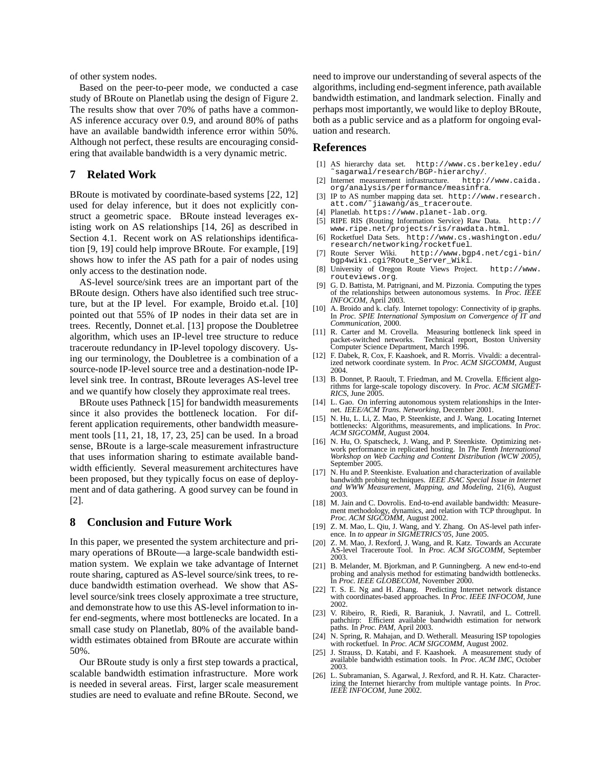of other system nodes.

Based on the peer-to-peer mode, we conducted a case study of BRoute on Planetlab using the design of Figure 2. The results show that over 70% of paths have a common-AS inference accuracy over 0.9, and around 80% of paths have an available bandwidth inference error within 50%. Although not perfect, these results are encouraging considering that available bandwidth is a very dynamic metric.

## 7 Related Work

BRoute is motivated by coordinate-based systems [22, 12] used for delay inference, but it does not explicitly construct a geometric space. BRoute instead leverages existing work on AS relationships [14, 26] as described in Section 4.1. Recent work on AS relationships identification [9, 19] could help improve BRoute. For example, [19] shows how to infer the AS path for a pair of nodes using only access to the destination node.

AS-level source/sink trees are an important part of the BRoute design. Others have also identified such tree structure, but at the IP level. For example, Broido et.al. [10] pointed out that 55% of IP nodes in their data set are in trees. Recently, Donnet et.al. [13] propose the Doubletree algorithm, which uses an IP-level tree structure to reduce traceroute redundancy in IP-level topology discovery. Using our terminology, the Doubletree is a combination of a source-node IP-level source tree and a destination-node IP-level sink tree. In contrast, BRoute leverages AS-level tree and we quantify how closely they approximate real trees.

BRoute uses Pathneck [15] for bandwidth measurements since it also provides the bottleneck location. For different application requirements, other bandwidth measurement tools [11, 21, 18, 17, 23, 25] can be used. In a broad sense, BRoute is a large-scale measurement infrastructure that uses information sharing to estimate available bandwidth efficiently. Several measurement architectures have been proposed, but they typically focus on ease of deployment and of data gathering. A good survey can be found in [2].

## 8 Conclusion and Future Work

In this paper, we presented the system architecture and primary operations of BRoute—a large-scale bandwidth estimation system. We explain we take advantage of Internet route sharing, captured as AS-level source/sink trees, to reduce bandwidth estimation overhead. We show that AS-level source/sink trees closely approximate a tree structure, and demonstrate how to use this AS-level information to infer end-segments, where most bottlenecks are located. In a small case study on Planetlab, 80% of the available bandwidth estimates obtained from BRoute are accurate within 50%.

Our BRoute study is only a first step towards a practical, scalable bandwidth estimation infrastructure. More work is needed in several areas. First, larger scale measurement studies are need to evaluate and refine BRoute. Second, we need to improve our understanding of several aspects of the algorithms, including end-segment inference, path available bandwidth estimation, and landmark selection. Finally and perhaps most importantly, we would like to deploy BRoute, both as a public service and as a platform for ongoing evaluation and research.

## References

[1] AS hierarchy data set. `http://www.cs.berkeley.edu/~sagarwal/research/BGP-hierarchy/`.

[2] Internet measurement infrastructure. `http://www.caida.org/analysis/performance/measinfra`.

[3] IP to AS number mapping data set. `http://www.research.att.com/~jiawang/as_traceroute`.

[4] Planetlab. `https://www.planet-lab.org`.

[5] RIPE RIS (Routing Information Service) Raw Data. `http://www.ripe.net/projects/ris/rawdata.html`.

[6] Rocketfuel Data Sets. `http://www.cs.washington.edu/research/networking/rocketfuel`.

[7] Route Server Wiki. `http://www.bgp4.net/cgi-bin/bgp4wiki.cgi?Route_Server_Wiki`.

[8] University of Oregon Route Views Project. `http://www.routeviews.org`.

[9] G. D. Battista, M. Patrignani, and M. Pizzonia. Computing the types of the relationships between autonomous systems. In *Proc. IEEE INFOCOM*, April 2003.

[10] A. Broido and k. claffy. Internet topology: Connectivity of ip graphs. In *Proc. SPIE International Symposium on Convergence of IT and Communication*, 2000.

[11] R. Carter and M. Crovella. Measuring bottleneck link speed in packet-switched networks. Technical report, Boston University Computer Science Department, March 1996.

[12] F. Dabek, R. Cox, F. Kaashoek, and R. Morris. Vivaldi: a decentralized network coordinate system. In *Proc. ACM SIGCOMM*, August 2004.

[13] B. Donnet, P. Raoult, T. Friedman, and M. Crovella. Efficient algorithms for large-scale topology discovery. In *Proc. ACM SIGMETRICS*, June 2005.

[14] L. Gao. On inferring autonomous system relationships in the Internet. *IEEE/ACM Trans. Networking*, December 2001.

[15] N. Hu, L. Li, Z. Mao, P. Steenkiste, and J. Wang. Locating Internet bottlenecks: Algorithms, measurements, and implications. In *Proc. ACM SIGCOMM*, August 2004.

[16] N. Hu, O. Spatscheck, J. Wang, and P. Steenkiste. Optimizing network performance in replicated hosting. In *The Tenth International Workshop on Web Caching and Content Distribution (WCW 2005)*, September 2005.

[17] N. Hu and P. Steenkiste. Evaluation and characterization of available bandwidth probing techniques. *IEEE JSAC Special Issue in Internet and WWW Measurement, Mapping, and Modeling*, 21(6), August 2003.

[18] M. Jain and C. Dovrolis. End-to-end available bandwidth: Measurement methodology, dynamics, and relation with TCP throughput. In *Proc. ACM SIGCOMM*, August 2002.

[19] Z. M. Mao, L. Qiu, J. Wang, and Y. Zhang. On AS-level path inference. In *to appear in SIGMETRICS'05*, June 2005.

[20] Z. M. Mao, J. Rexford, J. Wang, and R. Katz. Towards an Accurate AS-level Traceroute Tool. In *Proc. ACM SIGCOMM*, September 2003.

[21] B. Melander, M. Bjorkman, and P. Gunningberg. A new end-to-end probing and analysis method for estimating bandwidth bottlenecks. In *Proc. IEEE GLOBECOM*, November 2000.

[22] T. S. E. Ng and H. Zhang. Predicting Internet network distance with coordinates-based approaches. In *Proc. IEEE INFOCOM*, June 2002.

[23] V. Ribeiro, R. Riedi, R. Baraniuk, J. Navratil, and L. Cottrell. pathchirp: Efficient available bandwidth estimation for network paths. In *Proc. PAM*, April 2003.

[24] N. Spring, R. Mahajan, and D. Wetherall. Measuring ISP topologies with rocketfuel. In *Proc. ACM SIGCOMM*, August 2002.

[25] J. Strauss, D. Katabi, and F. Kaashoek. A measurement study of available bandwidth estimation tools. In *Proc. ACM IMC*, October 2003.

[26] L. Subramanian, S. Agarwal, J. Rexford, and R. H. Katz. Characterizing the Internet hierarchy from multiple vantage points. In *Proc. IEEE INFOCOM*, June 2002.